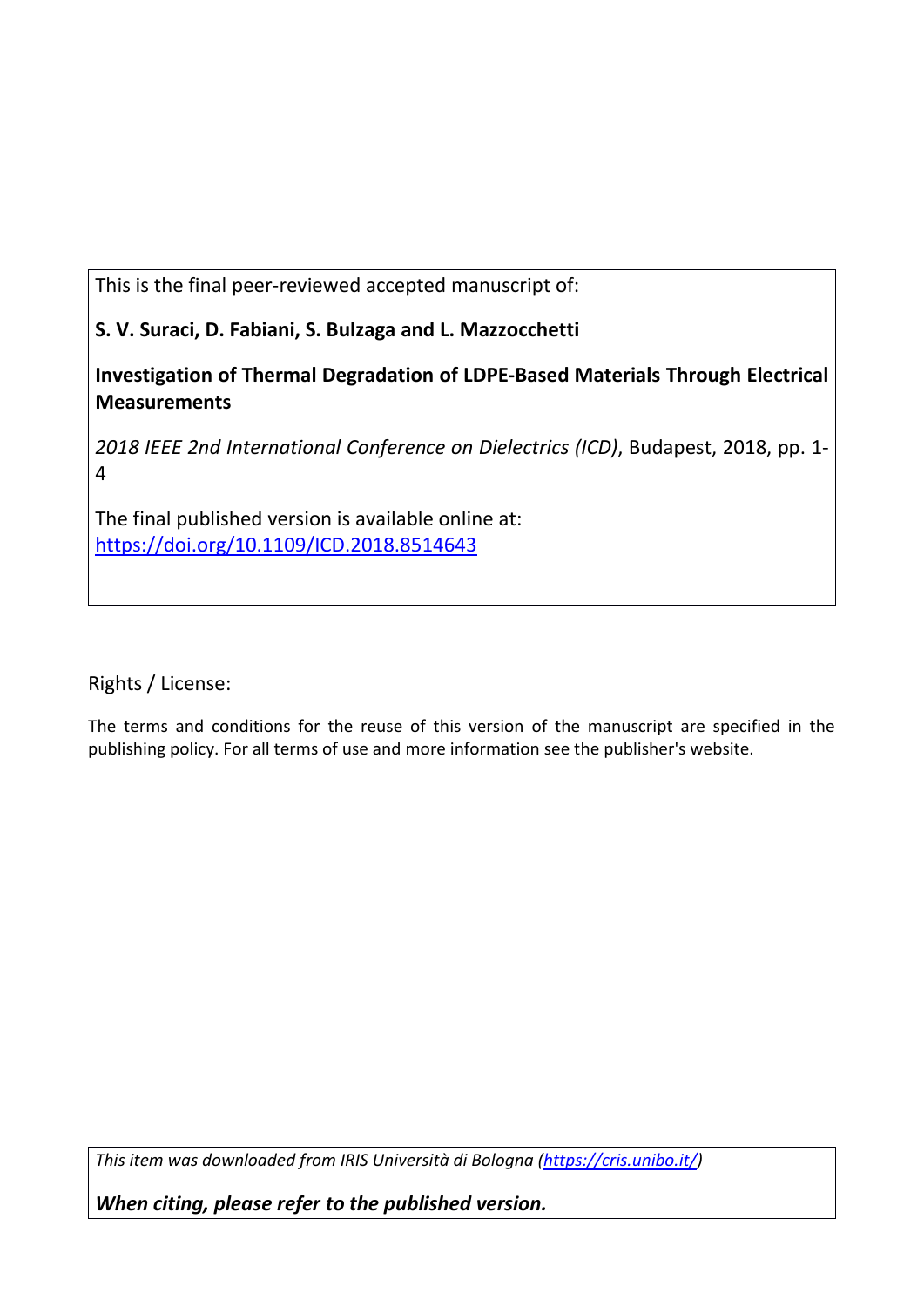This is the final peer-reviewed accepted manuscript of:

**S. V. Suraci, D. Fabiani, S. Bulzaga and L. Mazzocchetti**

**Investigation of Thermal Degradation of LDPE-Based Materials Through Electrical Measurements**

*2018 IEEE 2nd International Conference on Dielectrics (ICD)*, Budapest, 2018, pp. 1-4

The final published version is available online at: https://doi.org/10.1109/ICD.2018.8514643

Rights / License:

The terms and conditions for the reuse of this version of the manuscript are specified in the publishing policy. For all terms of use and more information see the publisher's website.

*This item was downloaded from IRIS Università di Bologna (https://cris.unibo.it/)*

***When citing, please refer to the published version.***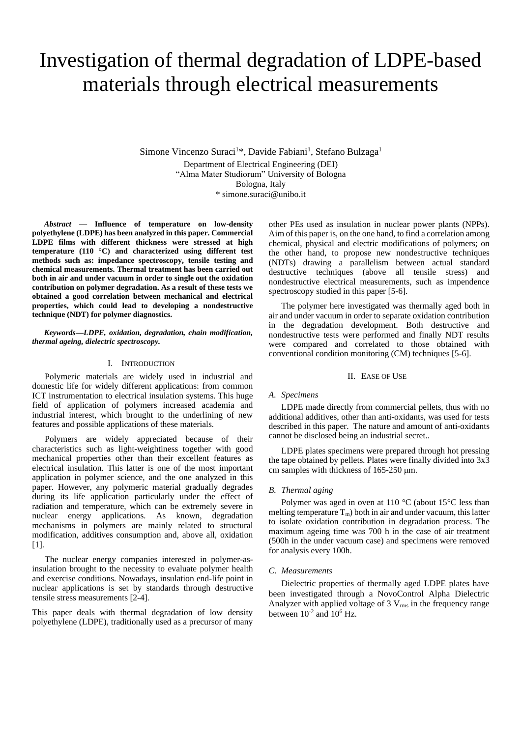# Investigation of thermal degradation of LDPE-based materials through electrical measurements

Simone Vincenzo Suraci[1]*, Davide Fabiani[1], Stefano Bulzaga[1]

Department of Electrical Engineering (DEI)
"Alma Mater Studiorum" University of Bologna
Bologna, Italy
* simone.suraci@unibo.it

***Abstract* — Influence of temperature on low-density polyethylene (LDPE) has been analyzed in this paper. Commercial LDPE films with different thickness were stressed at high temperature (110 °C) and characterized using different test methods such as: impedance spectroscopy, tensile testing and chemical measurements. Thermal treatment has been carried out both in air and under vacuum in order to single out the oxidation contribution on polymer degradation. As a result of these tests we obtained a good correlation between mechanical and electrical properties, which could lead to developing a nondestructive technique (NDT) for polymer diagnostics.**

***Keywords—LDPE, oxidation, degradation, chain modification, thermal ageing, dielectric spectroscopy.***

## I. Introduction

Polymeric materials are widely used in industrial and domestic life for widely different applications: from common ICT instrumentation to electrical insulation systems. This huge field of application of polymers increased academia and industrial interest, which brought to the underlining of new features and possible applications of these materials.

Polymers are widely appreciated because of their characteristics such as light-weightiness together with good mechanical properties other than their excellent features as electrical insulation. This latter is one of the most important application in polymer science, and the one analyzed in this paper. However, any polymeric material gradually degrades during its life application particularly under the effect of radiation and temperature, which can be extremely severe in nuclear energy applications. As known, degradation mechanisms in polymers are mainly related to structural modification, additives consumption and, above all, oxidation [1].

The nuclear energy companies interested in polymer-as-insulation brought to the necessity to evaluate polymer health and exercise conditions. Nowadays, insulation end-life point in nuclear applications is set by standards through destructive tensile stress measurements [2-4].

This paper deals with thermal degradation of low density polyethylene (LDPE), traditionally used as a precursor of many other PEs used as insulation in nuclear power plants (NPPs). Aim of this paper is, on the one hand, to find a correlation among chemical, physical and electric modifications of polymers; on the other hand, to propose new nondestructive techniques (NDTs) drawing a parallelism between actual standard destructive techniques (above all tensile stress) and nondestructive electrical measurements, such as impendence spectroscopy studied in this paper [5-6].

The polymer here investigated was thermally aged both in air and under vacuum in order to separate oxidation contribution in the degradation development. Both destructive and nondestructive tests were performed and finally NDT results were compared and correlated to those obtained with conventional condition monitoring (CM) techniques [5-6].

## II. Ease of Use

### A. Specimens

LDPE made directly from commercial pellets, thus with no additional additives, other than anti-oxidants, was used for tests described in this paper. The nature and amount of anti-oxidants cannot be disclosed being an industrial secret..

LDPE plates specimens were prepared through hot pressing the tape obtained by pellets. Plates were finally divided into 3x3 cm samples with thickness of 165-250 μm.

### B. Thermal aging

Polymer was aged in oven at 110 °C (about 15°C less than melting temperature $T_m$) both in air and under vacuum, this latter to isolate oxidation contribution in degradation process. The maximum ageing time was 700 h in the case of air treatment (500h in the under vacuum case) and specimens were removed for analysis every 100h.

### C. Measurements

Dielectric properties of thermally aged LDPE plates have been investigated through a NovoControl Alpha Dielectric Analyzer with applied voltage of 3 $V_{rms}$ in the frequency range between $10^{-2}$ and $10^{6}$ Hz.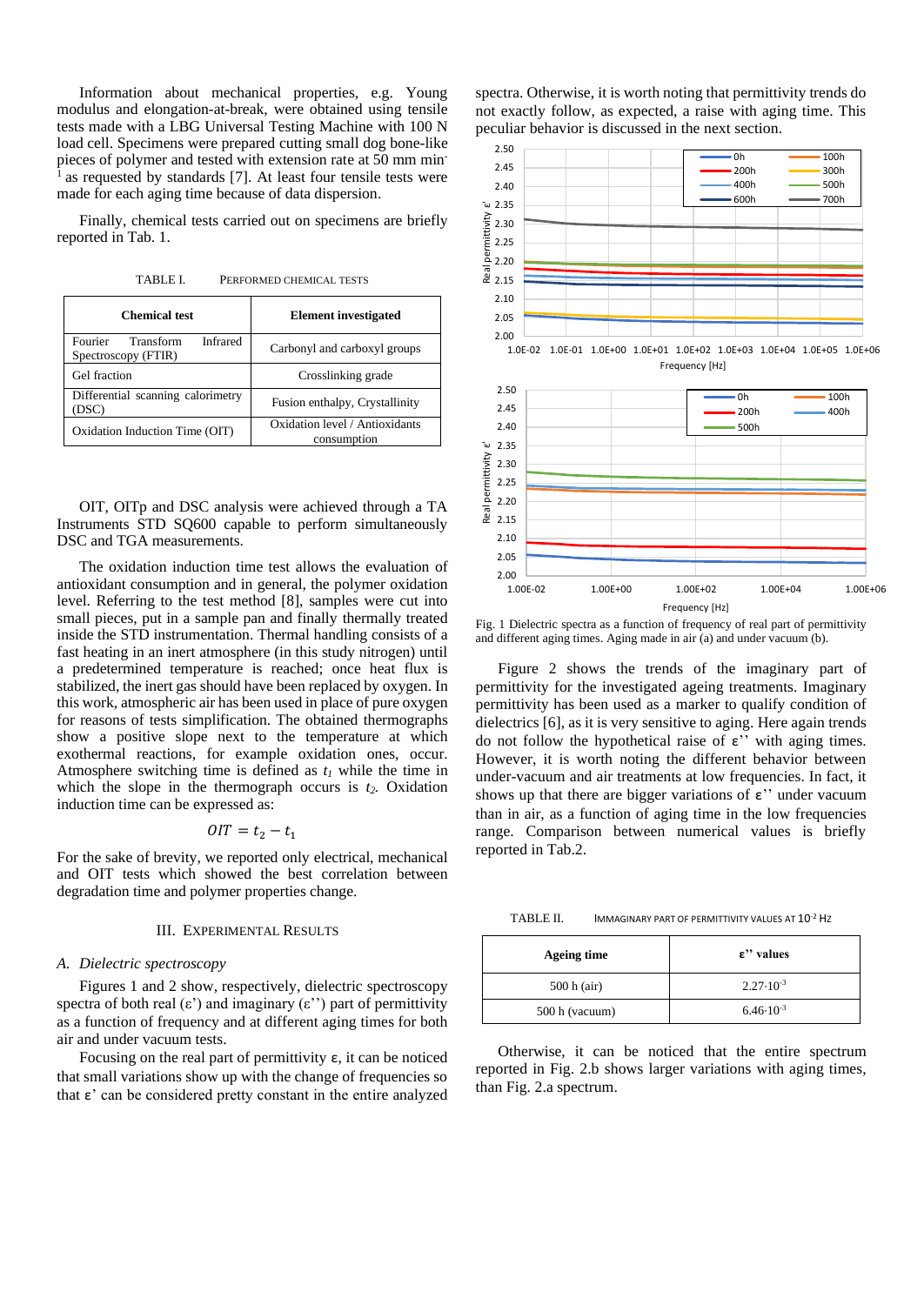Information about mechanical properties, e.g. Young modulus and elongation-at-break, were obtained using tensile tests made with a LBG Universal Testing Machine with 100 N load cell. Specimens were prepared cutting small dog bone-like pieces of polymer and tested with extension rate at 50 mm min$^{-1}$ as requested by standards [7]. At least four tensile tests were made for each aging time because of data dispersion.

Finally, chemical tests carried out on specimens are briefly reported in Tab. 1.

TABLE I. PERFORMED CHEMICAL TESTS

| Chemical test | Element investigated |
|---|---|
| Fourier Transform Infrared Spectroscopy (FTIR) | Carbonyl and carboxyl groups |
| Gel fraction | Crosslinking grade |
| Differential scanning calorimetry (DSC) | Fusion enthalpy, Crystallinity |
| Oxidation Induction Time (OIT) | Oxidation level / Antioxidants consumption |

OIT, OITp and DSC analysis were achieved through a TA Instruments STD SQ600 capable to perform simultaneously DSC and TGA measurements.

The oxidation induction time test allows the evaluation of antioxidant consumption and in general, the polymer oxidation level. Referring to the test method [8], samples were cut into small pieces, put in a sample pan and finally thermally treated inside the STD instrumentation. Thermal handling consists of a fast heating in an inert atmosphere (in this study nitrogen) until a predetermined temperature is reached; once heat flux is stabilized, the inert gas should have been replaced by oxygen. In this work, atmospheric air has been used in place of pure oxygen for reasons of tests simplification. The obtained thermographs show a positive slope next to the temperature at which exothermal reactions, for example oxidation ones, occur. Atmosphere switching time is defined as $t_1$ while the time in which the slope in the thermograph occurs is $t_2$. Oxidation induction time can be expressed as:

$$OIT = t_2 - t_1$$

For the sake of brevity, we reported only electrical, mechanical and OIT tests which showed the best correlation between degradation time and polymer properties change.

## III. EXPERIMENTAL RESULTS

### *A. Dielectric spectroscopy*

Figures 1 and 2 show, respectively, dielectric spectroscopy spectra of both real (ε') and imaginary (ε'') part of permittivity as a function of frequency and at different aging times for both air and under vacuum tests.

Focusing on the real part of permittivity ε, it can be noticed that small variations show up with the change of frequencies so that ε' can be considered pretty constant in the entire analyzed spectra. Otherwise, it is worth noting that permittivity trends do not exactly follow, as expected, a raise with aging time. This peculiar behavior is discussed in the next section.

Fig. 1 Dielectric spectra as a function of frequency of real part of permittivity and different aging times. Aging made in air (a) and under vacuum (b).

Figure 2 shows the trends of the imaginary part of permittivity for the investigated ageing treatments. Imaginary permittivity has been used as a marker to qualify condition of dielectrics [6], as it is very sensitive to aging. Here again trends do not follow the hypothetical raise of ε'' with aging times. However, it is worth noting the different behavior between under-vacuum and air treatments at low frequencies. In fact, it shows up that there are bigger variations of ε'' under vacuum than in air, as a function of aging time in the low frequencies range. Comparison between numerical values is briefly reported in Tab.2.

TABLE II. IMMAGINARY PART OF PERMITTIVITY VALUES AT $10^{-2}$ Hz

| Ageing time | ε'' values |
|---|---|
| 500 h (air) | $2.27 \cdot 10^{-3}$ |
| 500 h (vacuum) | $6.46 \cdot 10^{-3}$ |

Otherwise, it can be noticed that the entire spectrum reported in Fig. 2.b shows larger variations with aging times, than Fig. 2.a spectrum.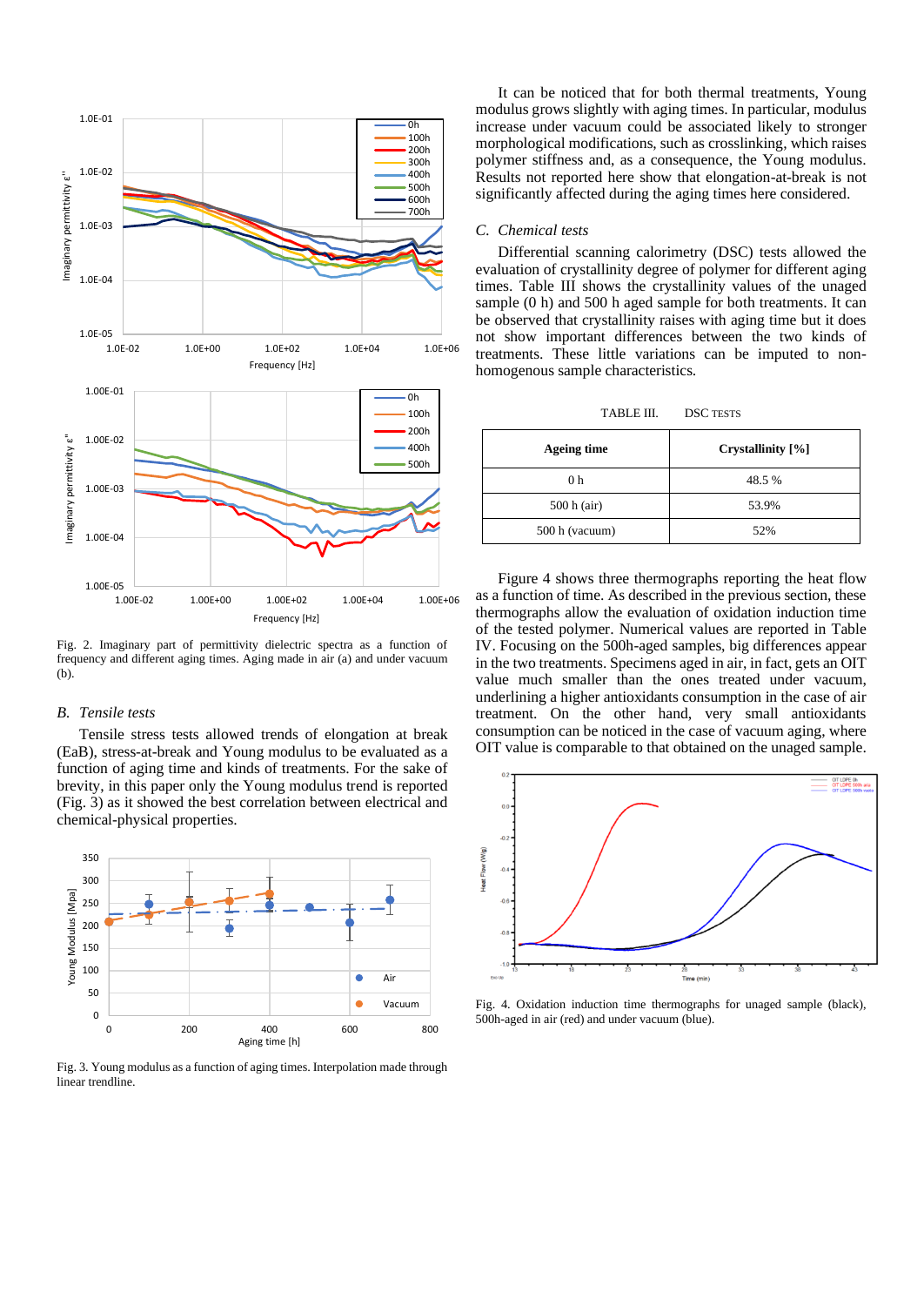Fig. 2. Imaginary part of permittivity dielectric spectra as a function of frequency and different aging times. Aging made in air (a) and under vacuum (b).

### B. Tensile tests

Tensile stress tests allowed trends of elongation at break (EaB), stress-at-break and Young modulus to be evaluated as a function of aging time and kinds of treatments. For the sake of brevity, in this paper only the Young modulus trend is reported (Fig. 3) as it showed the best correlation between electrical and chemical-physical properties.

Fig. 3. Young modulus as a function of aging times. Interpolation made through linear trendline.

It can be noticed that for both thermal treatments, Young modulus grows slightly with aging times. In particular, modulus increase under vacuum could be associated likely to stronger morphological modifications, such as crosslinking, which raises polymer stiffness and, as a consequence, the Young modulus. Results not reported here show that elongation-at-break is not significantly affected during the aging times here considered.

### C. Chemical tests

Differential scanning calorimetry (DSC) tests allowed the evaluation of crystallinity degree of polymer for different aging times. Table III shows the crystallinity values of the unaged sample (0 h) and 500 h aged sample for both treatments. It can be observed that crystallinity raises with aging time but it does not show important differences between the two kinds of treatments. These little variations can be imputed to non-homogenous sample characteristics.

TABLE III. DSC TESTS

| Ageing time | Crystallinity [%] |
|---|---|
| 0 h | 48.5 % |
| 500 h (air) | 53.9% |
| 500 h (vacuum) | 52% |

Figure 4 shows three thermographs reporting the heat flow as a function of time. As described in the previous section, these thermographs allow the evaluation of oxidation induction time of the tested polymer. Numerical values are reported in Table IV. Focusing on the 500h-aged samples, big differences appear in the two treatments. Specimens aged in air, in fact, gets an OIT value much smaller than the ones treated under vacuum, underlining a higher antioxidants consumption in the case of air treatment. On the other hand, very small antioxidants consumption can be noticed in the case of vacuum aging, where OIT value is comparable to that obtained on the unaged sample.

Fig. 4. Oxidation induction time thermographs for unaged sample (black), 500h-aged in air (red) and under vacuum (blue).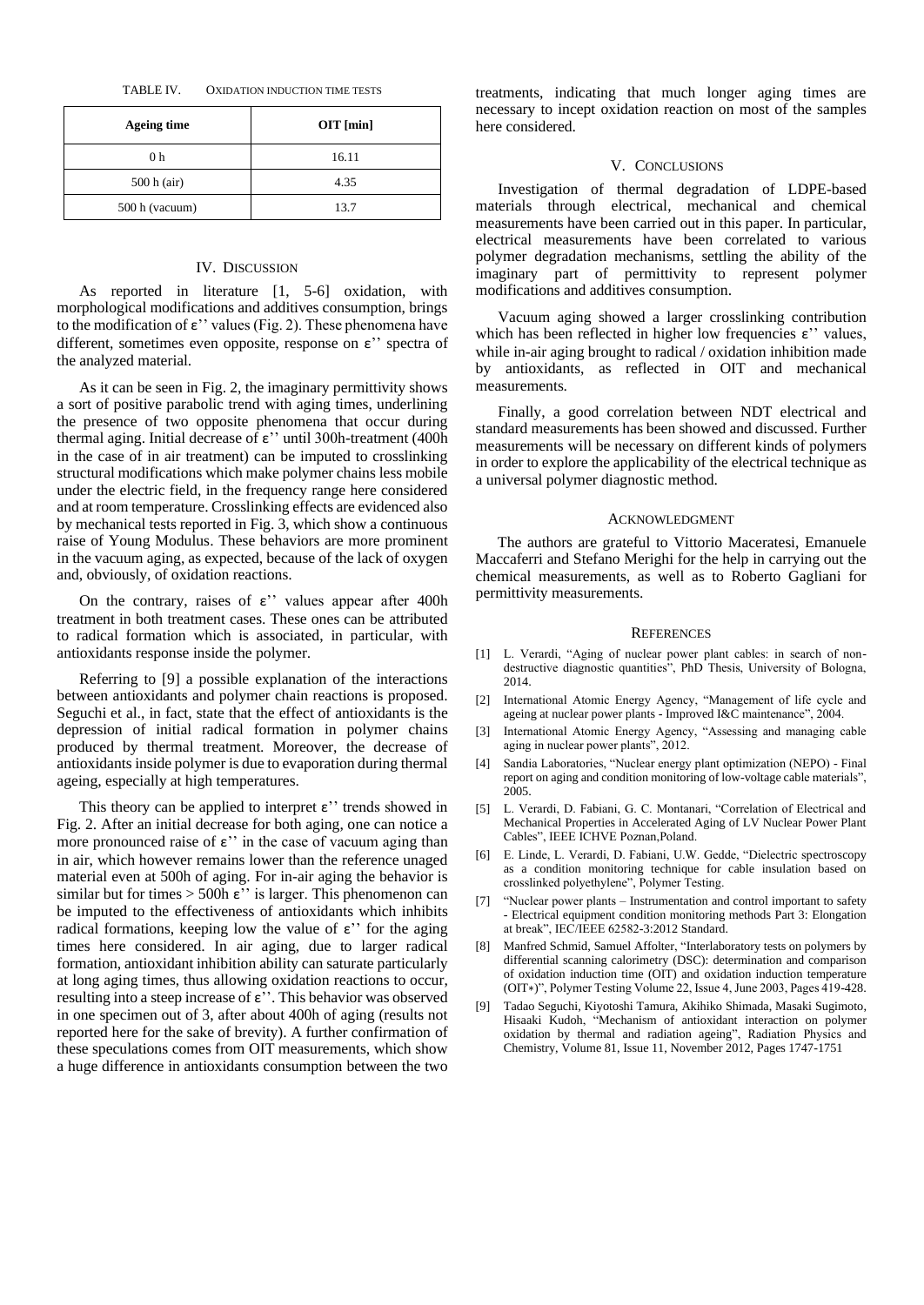TABLE IV. OXIDATION INDUCTION TIME TESTS

| Ageing time | OIT [min] |
| --- | --- |
| 0 h | 16.11 |
| 500 h (air) | 4.35 |
| 500 h (vacuum) | 13.7 |

## IV. DISCUSSION

As reported in literature [1, 5-6] oxidation, with morphological modifications and additives consumption, brings to the modification of ε'' values (Fig. 2). These phenomena have different, sometimes even opposite, response on ε'' spectra of the analyzed material.

As it can be seen in Fig. 2, the imaginary permittivity shows a sort of positive parabolic trend with aging times, underlining the presence of two opposite phenomena that occur during thermal aging. Initial decrease of ε'' until 300h-treatment (400h in the case of in air treatment) can be imputed to crosslinking structural modifications which make polymer chains less mobile under the electric field, in the frequency range here considered and at room temperature. Crosslinking effects are evidenced also by mechanical tests reported in Fig. 3, which show a continuous raise of Young Modulus. These behaviors are more prominent in the vacuum aging, as expected, because of the lack of oxygen and, obviously, of oxidation reactions.

On the contrary, raises of ε'' values appear after 400h treatment in both treatment cases. These ones can be attributed to radical formation which is associated, in particular, with antioxidants response inside the polymer.

Referring to [9] a possible explanation of the interactions between antioxidants and polymer chain reactions is proposed. Seguchi et al., in fact, state that the effect of antioxidants is the depression of initial radical formation in polymer chains produced by thermal treatment. Moreover, the decrease of antioxidants inside polymer is due to evaporation during thermal ageing, especially at high temperatures.

This theory can be applied to interpret ε'' trends showed in Fig. 2. After an initial decrease for both aging, one can notice a more pronounced raise of ε'' in the case of vacuum aging than in air, which however remains lower than the reference unaged material even at 500h of aging. For in-air aging the behavior is similar but for times > 500h ε'' is larger. This phenomenon can be imputed to the effectiveness of antioxidants which inhibits radical formations, keeping low the value of ε'' for the aging times here considered. In air aging, due to larger radical formation, antioxidant inhibition ability can saturate particularly at long aging times, thus allowing oxidation reactions to occur, resulting into a steep increase of ε''. This behavior was observed in one specimen out of 3, after about 400h of aging (results not reported here for the sake of brevity). A further confirmation of these speculations comes from OIT measurements, which show a huge difference in antioxidants consumption between the two treatments, indicating that much longer aging times are necessary to incept oxidation reaction on most of the samples here considered.

## V. CONCLUSIONS

Investigation of thermal degradation of LDPE-based materials through electrical, mechanical and chemical measurements have been carried out in this paper. In particular, electrical measurements have been correlated to various polymer degradation mechanisms, settling the ability of the imaginary part of permittivity to represent polymer modifications and additives consumption.

Vacuum aging showed a larger crosslinking contribution which has been reflected in higher low frequencies ε'' values, while in-air aging brought to radical / oxidation inhibition made by antioxidants, as reflected in OIT and mechanical measurements.

Finally, a good correlation between NDT electrical and standard measurements has been showed and discussed. Further measurements will be necessary on different kinds of polymers in order to explore the applicability of the electrical technique as a universal polymer diagnostic method.

## ACKNOWLEDGMENT

The authors are grateful to Vittorio Maceratesi, Emanuele Maccaferri and Stefano Merighi for the help in carrying out the chemical measurements, as well as to Roberto Gagliani for permittivity measurements.

## REFERENCES

[1] L. Verardi, "Aging of nuclear power plant cables: in search of non-destructive diagnostic quantities", PhD Thesis, University of Bologna, 2014.

[2] International Atomic Energy Agency, "Management of life cycle and ageing at nuclear power plants - Improved I&C maintenance", 2004.

[3] International Atomic Energy Agency, "Assessing and managing cable aging in nuclear power plants", 2012.

[4] Sandia Laboratories, "Nuclear energy plant optimization (NEPO) - Final report on aging and condition monitoring of low-voltage cable materials", 2005.

[5] L. Verardi, D. Fabiani, G. C. Montanari, "Correlation of Electrical and Mechanical Properties in Accelerated Aging of LV Nuclear Power Plant Cables", IEEE ICHVE Poznan,Poland.

[6] E. Linde, L. Verardi, D. Fabiani, U.W. Gedde, "Dielectric spectroscopy as a condition monitoring technique for cable insulation based on crosslinked polyethylene", Polymer Testing.

[7] "Nuclear power plants – Instrumentation and control important to safety - Electrical equipment condition monitoring methods Part 3: Elongation at break", IEC/IEEE 62582-3:2012 Standard.

[8] Manfred Schmid, Samuel Affolter, "Interlaboratory tests on polymers by differential scanning calorimetry (DSC): determination and comparison of oxidation induction time (OIT) and oxidation induction temperature (OIT*)", Polymer Testing Volume 22, Issue 4, June 2003, Pages 419-428.

[9] Tadao Seguchi, Kiyotoshi Tamura, Akihiko Shimada, Masaki Sugimoto, Hisaaki Kudoh, "Mechanism of antioxidant interaction on polymer oxidation by thermal and radiation ageing", Radiation Physics and Chemistry, Volume 81, Issue 11, November 2012, Pages 1747-1751